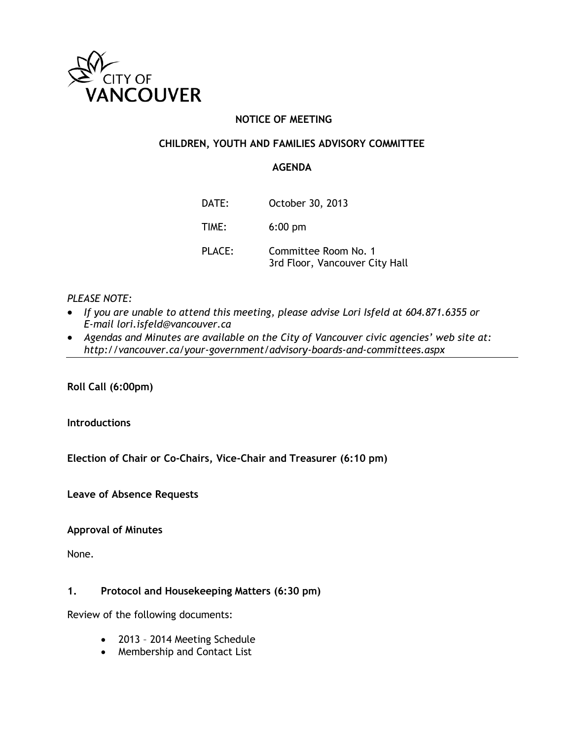CITY OF VANCOUVER

**NOTICE OF MEETING**

**CHILDREN, YOUTH AND FAMILIES ADVISORY COMMITTEE**

**AGENDA**

DATE: October 30, 2013

TIME: 6:00 pm

PLACE: Committee Room No. 1
3rd Floor, Vancouver City Hall

*PLEASE NOTE:*

- *If you are unable to attend this meeting, please advise Lori Isfeld at 604.871.6355 or E-mail lori.isfeld@vancouver.ca*
- *Agendas and Minutes are available on the City of Vancouver civic agencies' web site at: http://vancouver.ca/your-government/advisory-boards-and-committees.aspx*

---

**Roll Call (6:00pm)**

**Introductions**

**Election of Chair or Co-Chairs, Vice-Chair and Treasurer (6:10 pm)**

**Leave of Absence Requests**

**Approval of Minutes**

None.

**1. Protocol and Housekeeping Matters (6:30 pm)**

Review of the following documents:

- 2013 – 2014 Meeting Schedule
- Membership and Contact List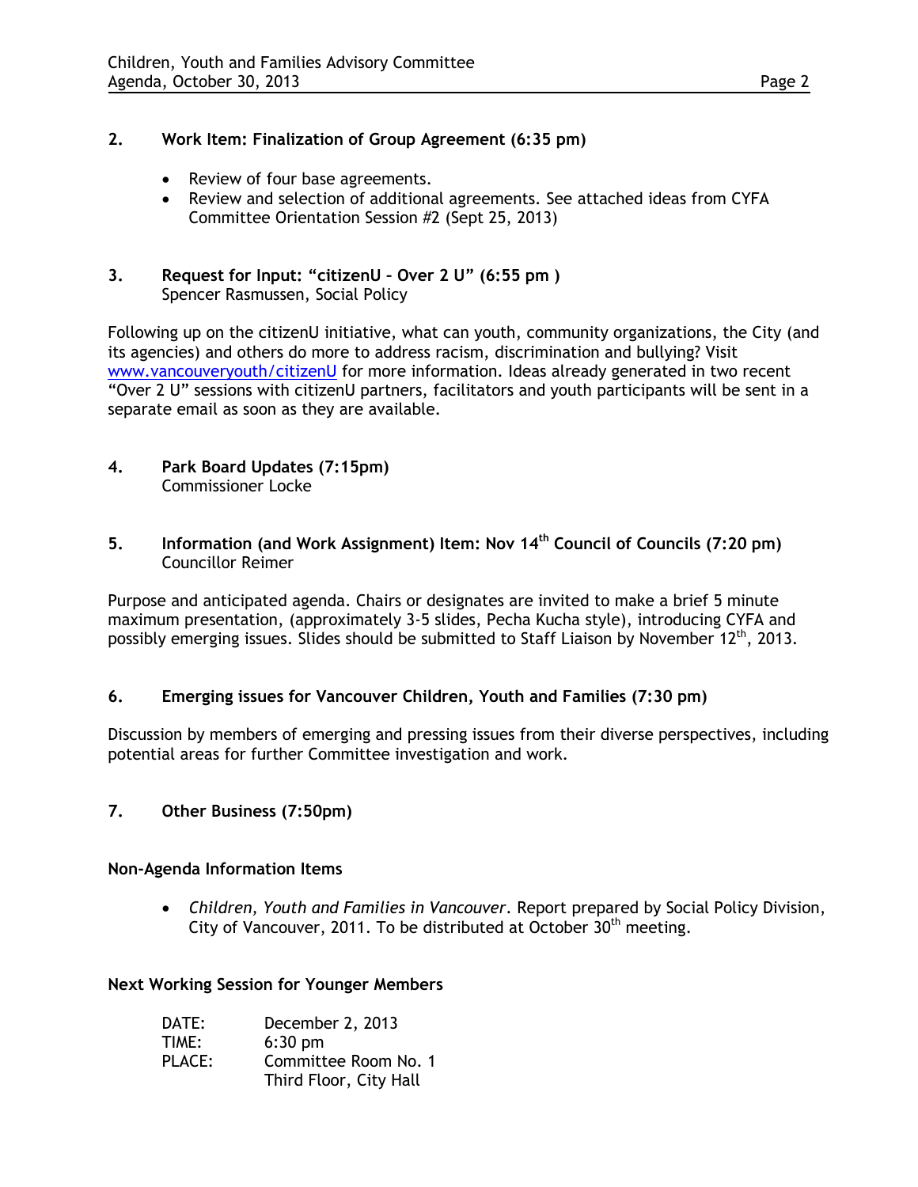**2. Work Item: Finalization of Group Agreement (6:35 pm)**

- Review of four base agreements.
- Review and selection of additional agreements. See attached ideas from CYFA Committee Orientation Session #2 (Sept 25, 2013)

**3. Request for Input: "citizenU – Over 2 U" (6:55 pm )**
Spencer Rasmussen, Social Policy

Following up on the citizenU initiative, what can youth, community organizations, the City (and its agencies) and others do more to address racism, discrimination and bullying? Visit www.vancouveryouth/citizenU for more information. Ideas already generated in two recent "Over 2 U" sessions with citizenU partners, facilitators and youth participants will be sent in a separate email as soon as they are available.

**4. Park Board Updates (7:15pm)**
Commissioner Locke

**5. Information (and Work Assignment) Item: Nov 14th Council of Councils (7:20 pm)**
Councillor Reimer

Purpose and anticipated agenda. Chairs or designates are invited to make a brief 5 minute maximum presentation, (approximately 3-5 slides, Pecha Kucha style), introducing CYFA and possibly emerging issues. Slides should be submitted to Staff Liaison by November 12th, 2013.

**6. Emerging issues for Vancouver Children, Youth and Families (7:30 pm)**

Discussion by members of emerging and pressing issues from their diverse perspectives, including potential areas for further Committee investigation and work.

**7. Other Business (7:50pm)**

**Non-Agenda Information Items**

- *Children, Youth and Families in Vancouver*. Report prepared by Social Policy Division, City of Vancouver, 2011. To be distributed at October 30th meeting.

**Next Working Session for Younger Members**

| | |
|---|---|
| DATE: | December 2, 2013 |
| TIME: | 6:30 pm |
| PLACE: | Committee Room No. 1<br>Third Floor, City Hall |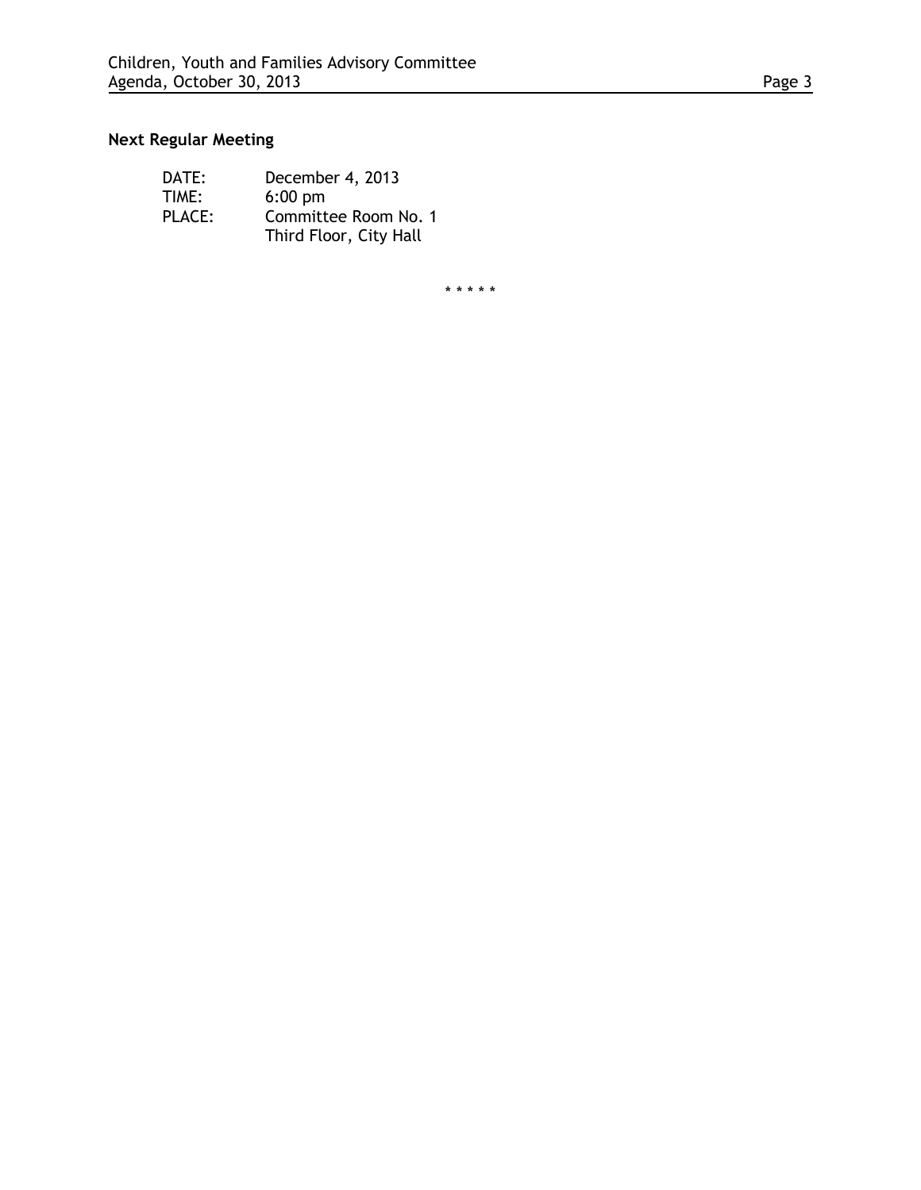**Next Regular Meeting**

| | |
|---|---|
| DATE: | December 4, 2013 |
| TIME: | 6:00 pm |
| PLACE: | Committee Room No. 1<br>Third Floor, City Hall |

\* \* \* \* \*